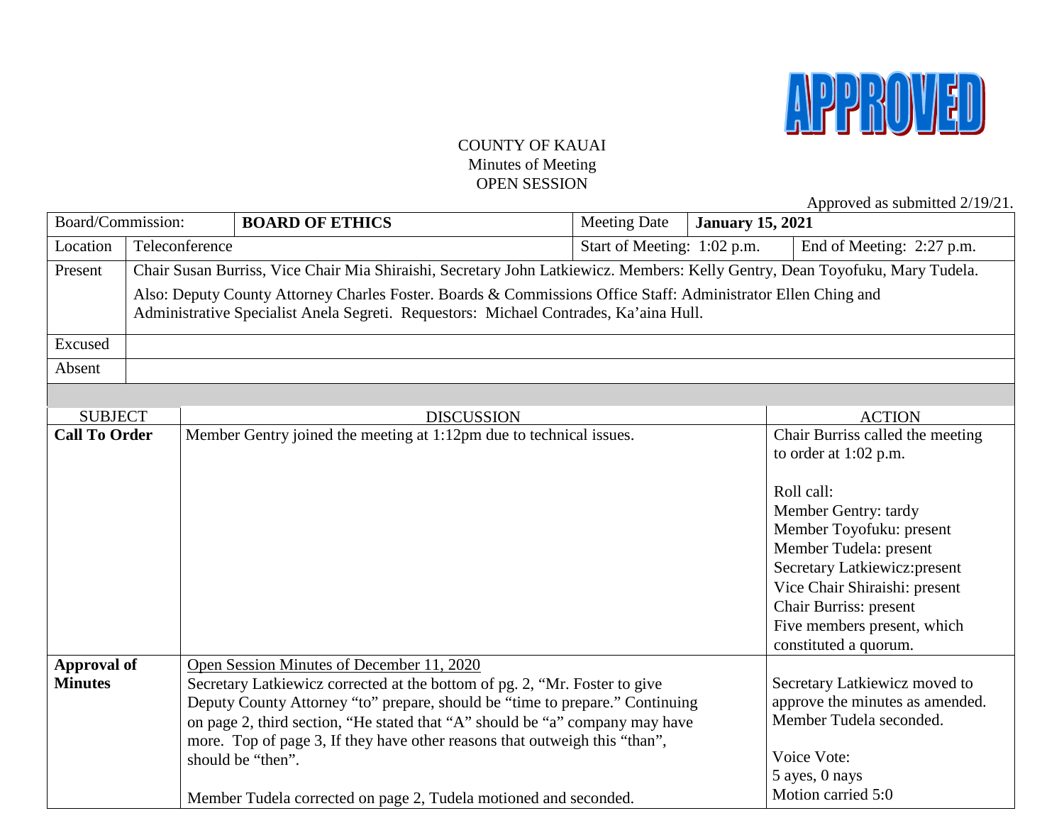APPROVED

COUNTY OF KAUAI
Minutes of Meeting
OPEN SESSION

Approved as submitted 2/19/21.

| Board/Commission: | **BOARD OF ETHICS** | Meeting Date | **January 15, 2021** |
|---|---|---|---|
| Location | Teleconference | Start of Meeting: 1:02 p.m. | End of Meeting: 2:27 p.m. |
| Present | Chair Susan Burriss, Vice Chair Mia Shiraishi, Secretary John Latkiewicz. Members: Kelly Gentry, Dean Toyofuku, Mary Tudela.<br><br>Also: Deputy County Attorney Charles Foster. Boards & Commissions Office Staff: Administrator Ellen Ching and Administrative Specialist Anela Segreti. Requestors: Michael Contrades, Ka'aina Hull. | | |
| Excused | | | |
| Absent | | | |

| SUBJECT | DISCUSSION | ACTION |
|---|---|---|
| **Call To Order** | Member Gentry joined the meeting at 1:12pm due to technical issues. | Chair Burriss called the meeting to order at 1:02 p.m.<br><br>Roll call:<br>Member Gentry: tardy<br>Member Toyofuku: present<br>Member Tudela: present<br>Secretary Latkiewicz:present<br>Vice Chair Shiraishi: present<br>Chair Burriss: present<br>Five members present, which constituted a quorum. |
| **Approval of Minutes** | <u>Open Session Minutes of December 11, 2020</u><br>Secretary Latkiewicz corrected at the bottom of pg. 2, "Mr. Foster to give Deputy County Attorney "to" prepare, should be "time to prepare." Continuing on page 2, third section, "He stated that "A" should be "a" company may have more. Top of page 3, If they have other reasons that outweigh this "than", should be "then".<br><br>Member Tudela corrected on page 2, Tudela motioned and seconded. | Secretary Latkiewicz moved to approve the minutes as amended. Member Tudela seconded.<br><br>Voice Vote:<br>5 ayes, 0 nays<br>Motion carried 5:0 |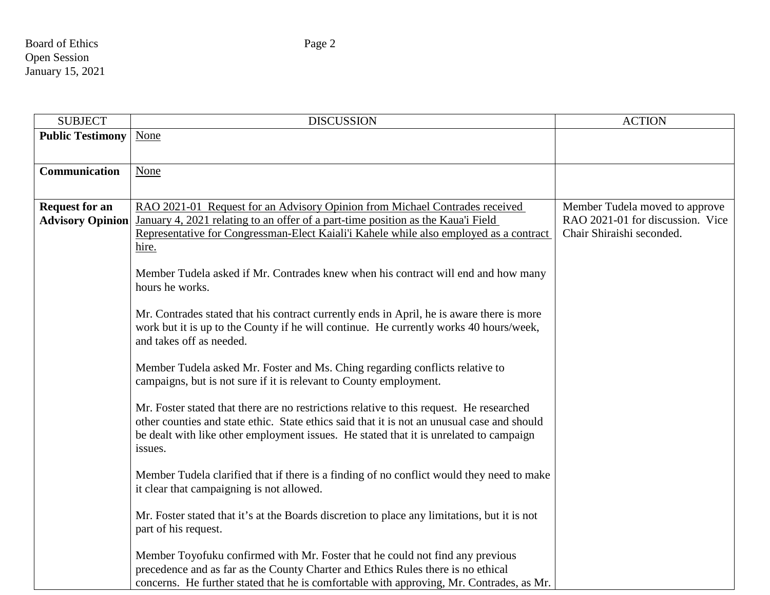| SUBJECT | DISCUSSION | ACTION |
|---|---|---|
| **Public Testimony** | None | |
| **Communication** | None | |
| **Request for an Advisory Opinion** | RAO 2021-01 Request for an Advisory Opinion from Michael Contrades received January 4, 2021 relating to an offer of a part-time position as the Kaua'i Field Representative for Congressman-Elect Kaiali'i Kahele while also employed as a contract hire.<br><br>Member Tudela asked if Mr. Contrades knew when his contract will end and how many hours he works.<br><br>Mr. Contrades stated that his contract currently ends in April, he is aware there is more work but it is up to the County if he will continue. He currently works 40 hours/week, and takes off as needed.<br><br>Member Tudela asked Mr. Foster and Ms. Ching regarding conflicts relative to campaigns, but is not sure if it is relevant to County employment.<br><br>Mr. Foster stated that there are no restrictions relative to this request. He researched other counties and state ethic. State ethics said that it is not an unusual case and should be dealt with like other employment issues. He stated that it is unrelated to campaign issues.<br><br>Member Tudela clarified that if there is a finding of no conflict would they need to make it clear that campaigning is not allowed.<br><br>Mr. Foster stated that it's at the Boards discretion to place any limitations, but it is not part of his request.<br><br>Member Toyofuku confirmed with Mr. Foster that he could not find any previous precedence and as far as the County Charter and Ethics Rules there is no ethical concerns. He further stated that he is comfortable with approving, Mr. Contrades, as Mr. | Member Tudela moved to approve RAO 2021-01 for discussion. Vice Chair Shiraishi seconded. |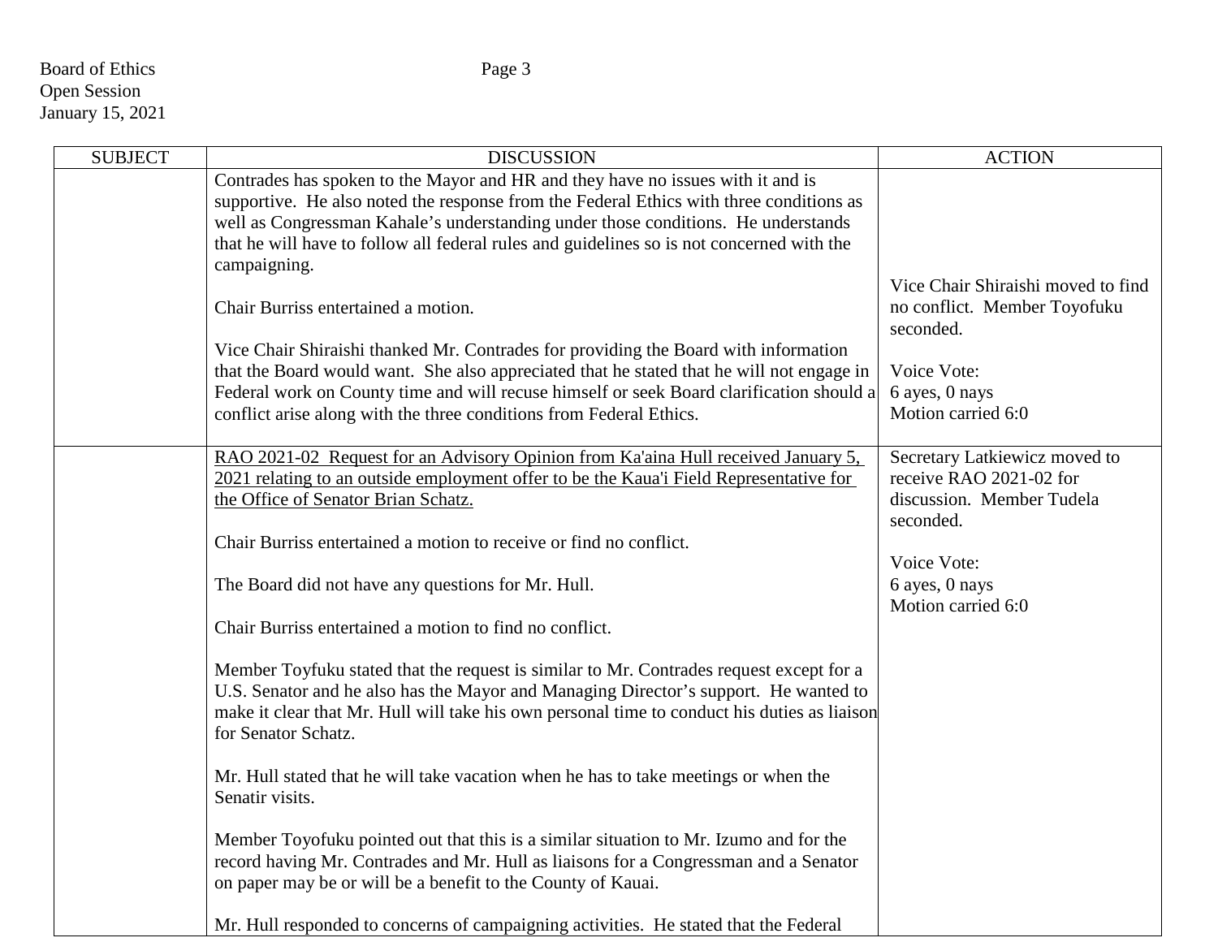| SUBJECT | DISCUSSION | ACTION |
|---|---|---|
| | Contrades has spoken to the Mayor and HR and they have no issues with it and is supportive. He also noted the response from the Federal Ethics with three conditions as well as Congressman Kahale's understanding under those conditions. He understands that he will have to follow all federal rules and guidelines so is not concerned with the campaigning.<br><br>Chair Burriss entertained a motion.<br><br>Vice Chair Shiraishi thanked Mr. Contrades for providing the Board with information that the Board would want. She also appreciated that he stated that he will not engage in Federal work on County time and will recuse himself or seek Board clarification should a conflict arise along with the three conditions from Federal Ethics. | Vice Chair Shiraishi moved to find no conflict. Member Toyofuku seconded.<br><br>Voice Vote:<br>6 ayes, 0 nays<br>Motion carried 6:0 |
| | <u>RAO 2021-02 Request for an Advisory Opinion from Ka'aina Hull received January 5, 2021 relating to an outside employment offer to be the Kaua'i Field Representative for the Office of Senator Brian Schatz.</u><br><br>Chair Burriss entertained a motion to receive or find no conflict.<br><br>The Board did not have any questions for Mr. Hull.<br><br>Chair Burriss entertained a motion to find no conflict.<br><br>Member Toyfuku stated that the request is similar to Mr. Contrades request except for a U.S. Senator and he also has the Mayor and Managing Director's support. He wanted to make it clear that Mr. Hull will take his own personal time to conduct his duties as liaison for Senator Schatz.<br><br>Mr. Hull stated that he will take vacation when he has to take meetings or when the Senatir visits.<br><br>Member Toyofuku pointed out that this is a similar situation to Mr. Izumo and for the record having Mr. Contrades and Mr. Hull as liaisons for a Congressman and a Senator on paper may be or will be a benefit to the County of Kauai.<br><br>Mr. Hull responded to concerns of campaigning activities. He stated that the Federal | Secretary Latkiewicz moved to receive RAO 2021-02 for discussion. Member Tudela seconded.<br><br>Voice Vote:<br>6 ayes, 0 nays<br>Motion carried 6:0 |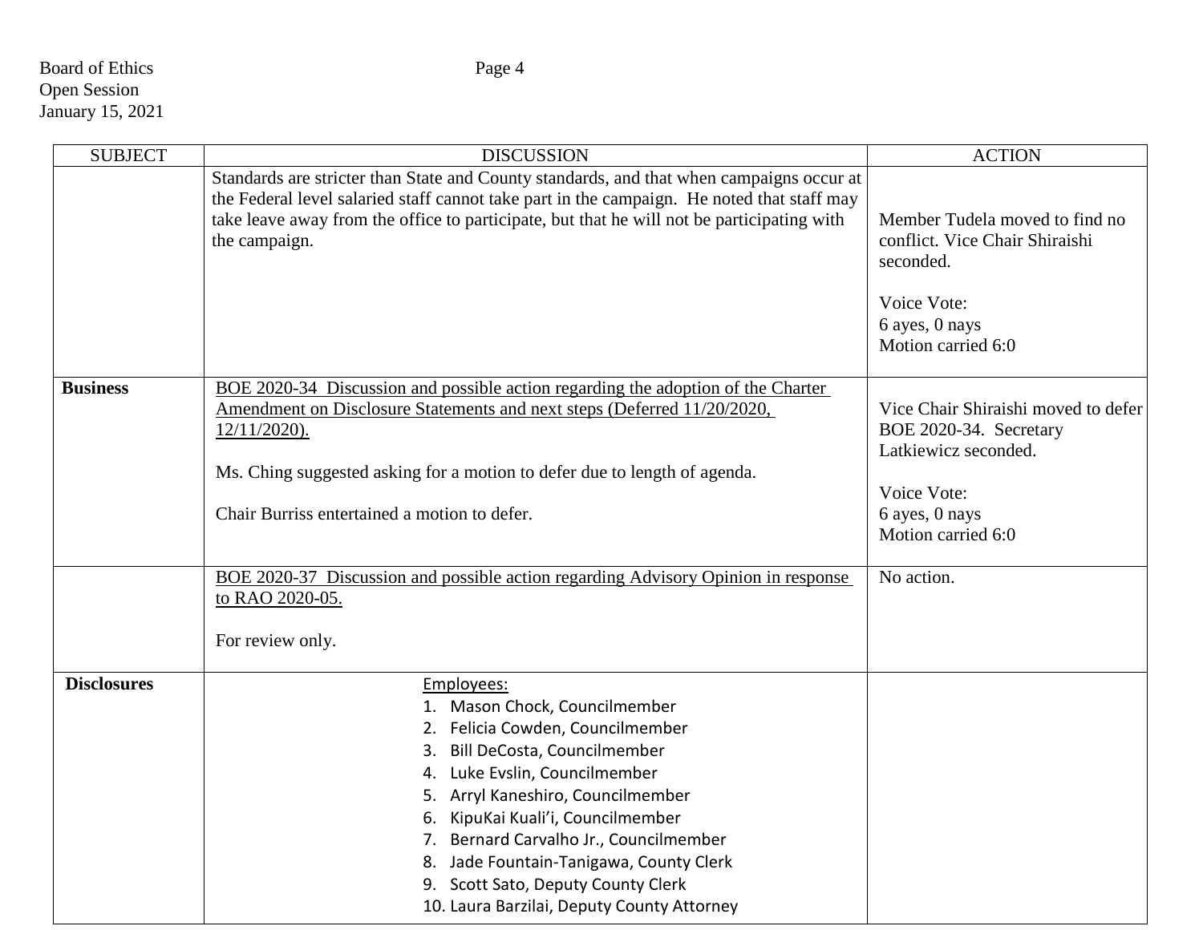| SUBJECT | DISCUSSION | ACTION |
|---|---|---|
| | Standards are stricter than State and County standards, and that when campaigns occur at the Federal level salaried staff cannot take part in the campaign. He noted that staff may take leave away from the office to participate, but that he will not be participating with the campaign. | Member Tudela moved to find no conflict. Vice Chair Shiraishi seconded.<br><br>Voice Vote:<br>6 ayes, 0 nays<br>Motion carried 6:0 |
| **Business** | <u>BOE 2020-34 Discussion and possible action regarding the adoption of the Charter Amendment on Disclosure Statements and next steps (Deferred 11/20/2020, 12/11/2020).</u><br><br>Ms. Ching suggested asking for a motion to defer due to length of agenda.<br><br>Chair Burriss entertained a motion to defer. | Vice Chair Shiraishi moved to defer BOE 2020-34. Secretary Latkiewicz seconded.<br><br>Voice Vote:<br>6 ayes, 0 nays<br>Motion carried 6:0 |
| | <u>BOE 2020-37 Discussion and possible action regarding Advisory Opinion in response to RAO 2020-05.</u><br><br>For review only. | No action. |
| **Disclosures** | <u>Employees:</u><br>1. Mason Chock, Councilmember<br>2. Felicia Cowden, Councilmember<br>3. Bill DeCosta, Councilmember<br>4. Luke Evslin, Councilmember<br>5. Arryl Kaneshiro, Councilmember<br>6. KipuKai Kuali'i, Councilmember<br>7. Bernard Carvalho Jr., Councilmember<br>8. Jade Fountain-Tanigawa, County Clerk<br>9. Scott Sato, Deputy County Clerk<br>10. Laura Barzilai, Deputy County Attorney | |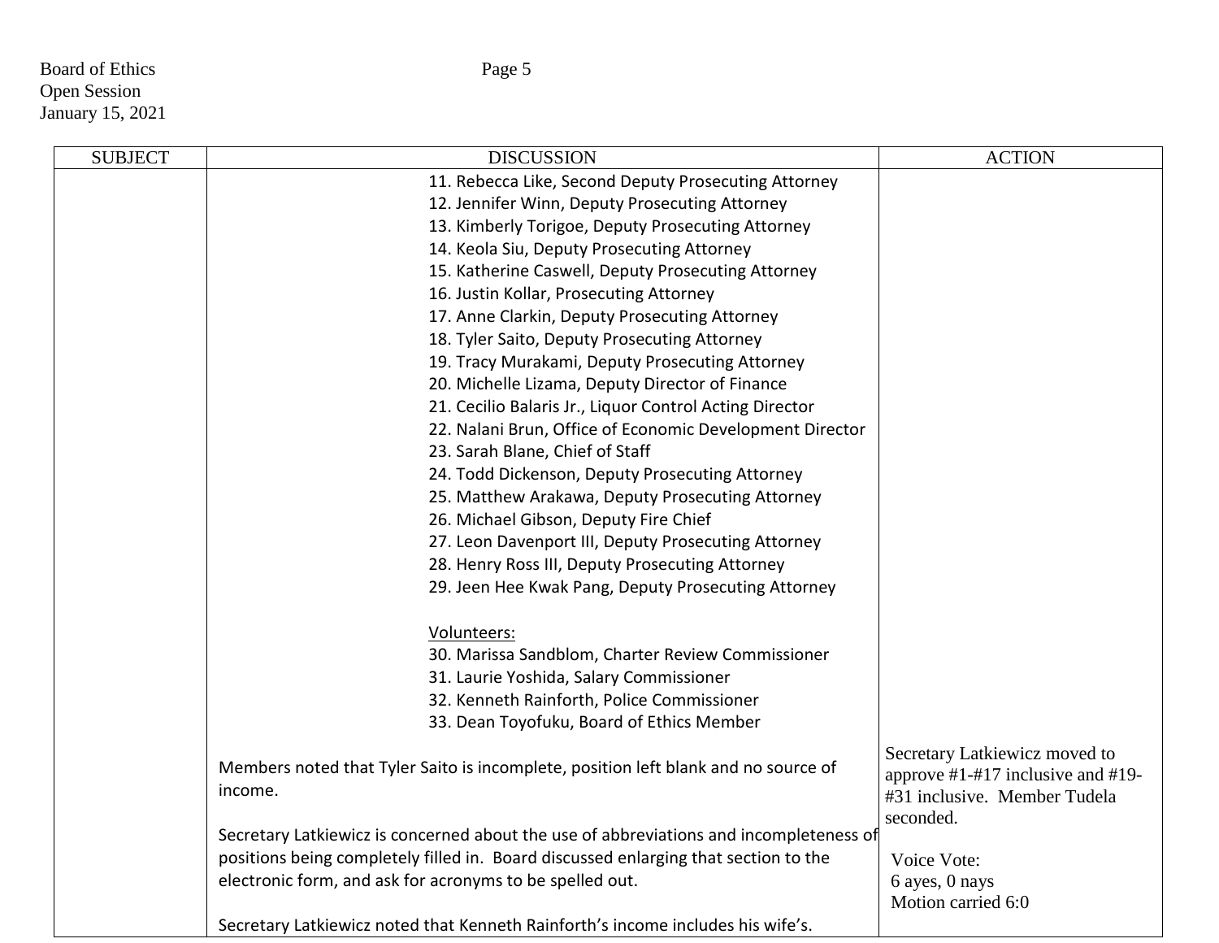| SUBJECT | DISCUSSION | ACTION |
|---|---|---|
| | 11. Rebecca Like, Second Deputy Prosecuting Attorney<br>12. Jennifer Winn, Deputy Prosecuting Attorney<br>13. Kimberly Torigoe, Deputy Prosecuting Attorney<br>14. Keola Siu, Deputy Prosecuting Attorney<br>15. Katherine Caswell, Deputy Prosecuting Attorney<br>16. Justin Kollar, Prosecuting Attorney<br>17. Anne Clarkin, Deputy Prosecuting Attorney<br>18. Tyler Saito, Deputy Prosecuting Attorney<br>19. Tracy Murakami, Deputy Prosecuting Attorney<br>20. Michelle Lizama, Deputy Director of Finance<br>21. Cecilio Balaris Jr., Liquor Control Acting Director<br>22. Nalani Brun, Office of Economic Development Director<br>23. Sarah Blane, Chief of Staff<br>24. Todd Dickenson, Deputy Prosecuting Attorney<br>25. Matthew Arakawa, Deputy Prosecuting Attorney<br>26. Michael Gibson, Deputy Fire Chief<br>27. Leon Davenport III, Deputy Prosecuting Attorney<br>28. Henry Ross III, Deputy Prosecuting Attorney<br>29. Jeen Hee Kwak Pang, Deputy Prosecuting Attorney<br><br>Volunteers:<br>30. Marissa Sandblom, Charter Review Commissioner<br>31. Laurie Yoshida, Salary Commissioner<br>32. Kenneth Rainforth, Police Commissioner<br>33. Dean Toyofuku, Board of Ethics Member | |
| | Members noted that Tyler Saito is incomplete, position left blank and no source of income.<br><br>Secretary Latkiewicz is concerned about the use of abbreviations and incompleteness of positions being completely filled in. Board discussed enlarging that section to the electronic form, and ask for acronyms to be spelled out.<br><br>Secretary Latkiewicz noted that Kenneth Rainforth's income includes his wife's. | Secretary Latkiewicz moved to approve #1-#17 inclusive and #19-#31 inclusive. Member Tudela seconded.<br><br>Voice Vote:<br>6 ayes, 0 nays<br>Motion carried 6:0 |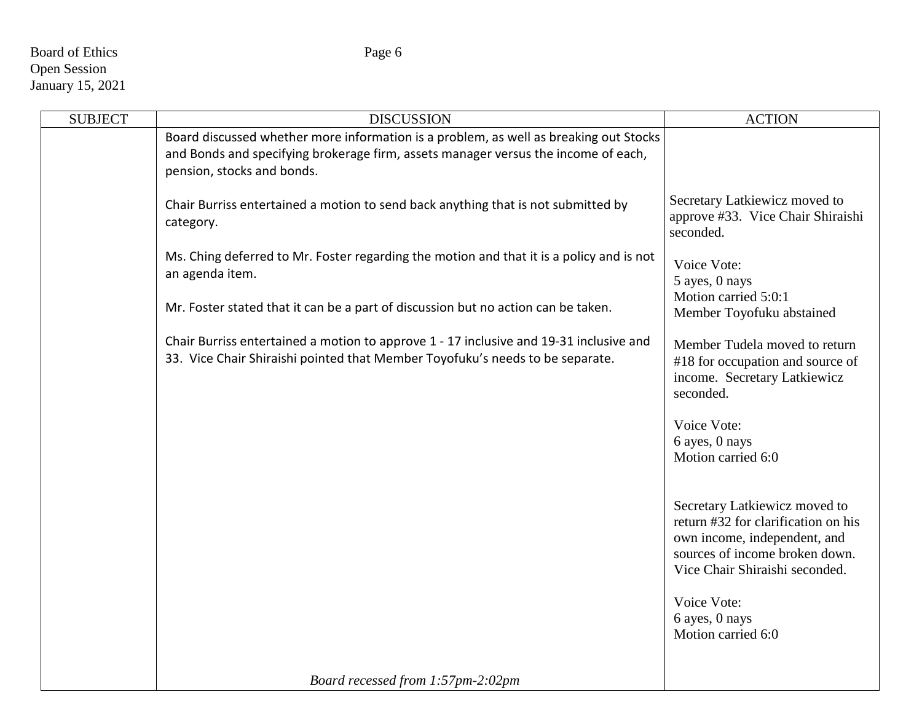| SUBJECT | DISCUSSION | ACTION |
|---|---|---|
| | Board discussed whether more information is a problem, as well as breaking out Stocks and Bonds and specifying brokerage firm, assets manager versus the income of each, pension, stocks and bonds.<br><br>Chair Burriss entertained a motion to send back anything that is not submitted by category.<br><br>Ms. Ching deferred to Mr. Foster regarding the motion and that it is a policy and is not an agenda item.<br><br>Mr. Foster stated that it can be a part of discussion but no action can be taken.<br><br>Chair Burriss entertained a motion to approve 1 - 17 inclusive and 19-31 inclusive and 33. Vice Chair Shiraishi pointed that Member Toyofuku's needs to be separate.<br><br>*Board recessed from 1:57pm-2:02pm* | Secretary Latkiewicz moved to approve #33. Vice Chair Shiraishi seconded.<br><br>Voice Vote:<br>5 ayes, 0 nays<br>Motion carried 5:0:1<br>Member Toyofuku abstained<br><br>Member Tudela moved to return #18 for occupation and source of income. Secretary Latkiewicz seconded.<br><br>Voice Vote:<br>6 ayes, 0 nays<br>Motion carried 6:0<br><br>Secretary Latkiewicz moved to return #32 for clarification on his own income, independent, and sources of income broken down. Vice Chair Shiraishi seconded.<br><br>Voice Vote:<br>6 ayes, 0 nays<br>Motion carried 6:0 |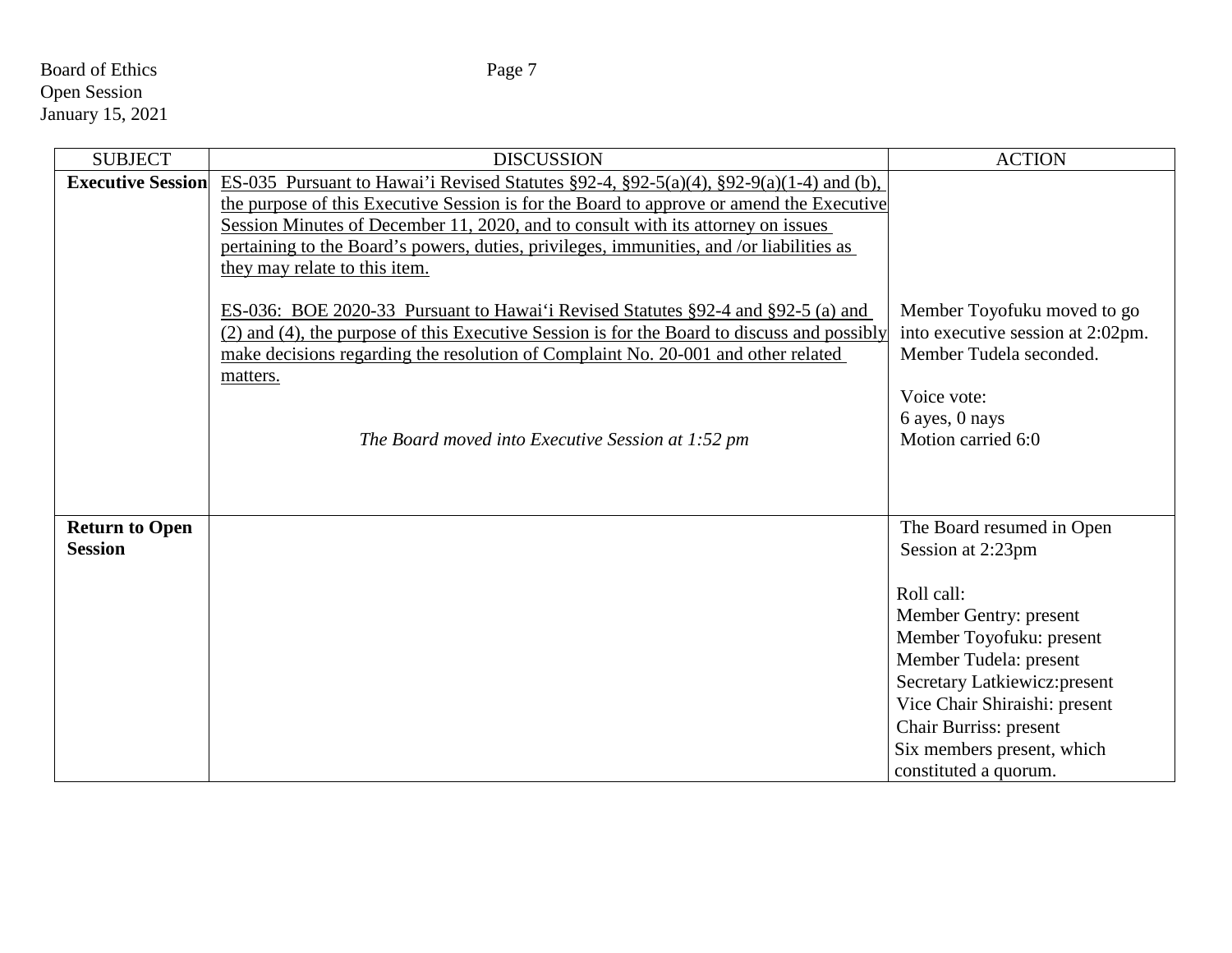| SUBJECT | DISCUSSION | ACTION |
|---|---|---|
| **Executive Session** | ES-035 Pursuant to Hawai'i Revised Statutes §92-4, §92-5(a)(4), §92-9(a)(1-4) and (b), the purpose of this Executive Session is for the Board to approve or amend the Executive Session Minutes of December 11, 2020, and to consult with its attorney on issues pertaining to the Board's powers, duties, privileges, immunities, and /or liabilities as they may relate to this item.<br><br>ES-036: BOE 2020-33 Pursuant to Hawai'i Revised Statutes §92-4 and §92-5 (a) and (2) and (4), the purpose of this Executive Session is for the Board to discuss and possibly make decisions regarding the resolution of Complaint No. 20-001 and other related matters.<br><br>*The Board moved into Executive Session at 1:52 pm* | Member Toyofuku moved to go into executive session at 2:02pm. Member Tudela seconded.<br><br>Voice vote:<br>6 ayes, 0 nays<br>Motion carried 6:0 |
| **Return to Open Session** | | The Board resumed in Open Session at 2:23pm<br><br>Roll call:<br>Member Gentry: present<br>Member Toyofuku: present<br>Member Tudela: present<br>Secretary Latkiewicz:present<br>Vice Chair Shiraishi: present<br>Chair Burriss: present<br>Six members present, which constituted a quorum. |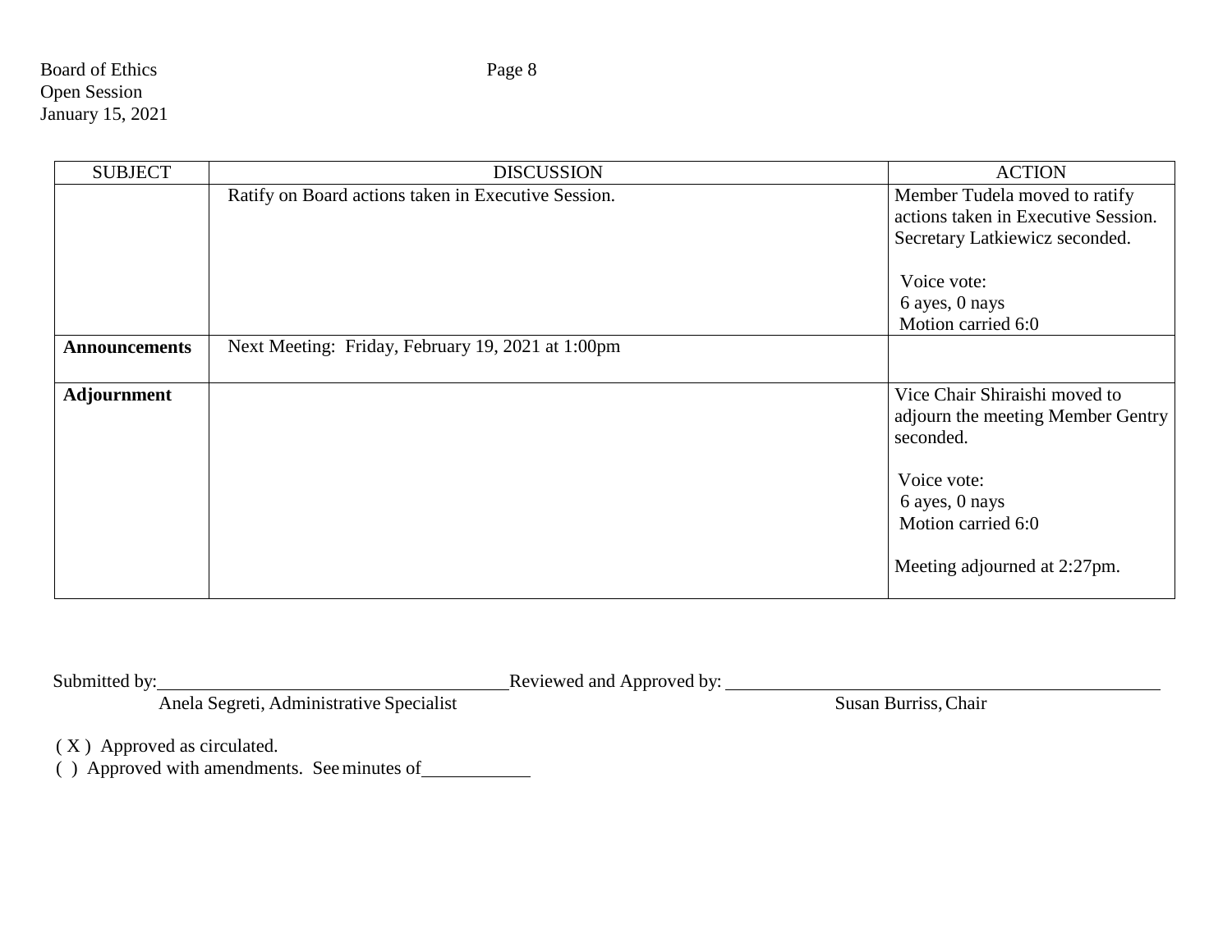| SUBJECT | DISCUSSION | ACTION |
|---|---|---|
| | Ratify on Board actions taken in Executive Session. | Member Tudela moved to ratify actions taken in Executive Session. Secretary Latkiewicz seconded.<br><br>Voice vote:<br>6 ayes, 0 nays<br>Motion carried 6:0 |
| **Announcements** | Next Meeting: Friday, February 19, 2021 at 1:00pm | |
| **Adjournment** | | Vice Chair Shiraishi moved to adjourn the meeting Member Gentry seconded.<br><br>Voice vote:<br>6 ayes, 0 nays<br>Motion carried 6:0<br><br>Meeting adjourned at 2:27pm. |

Submitted by:\_\_\_\_\_\_\_\_\_\_\_\_\_\_\_\_\_\_\_\_\_\_\_\_\_\_\_\_\_\_
Anela Segreti, Administrative Specialist

Reviewed and Approved by: \_\_\_\_\_\_\_\_\_\_\_\_\_\_\_\_\_\_\_\_\_\_\_\_\_\_\_\_\_\_
Susan Burriss, Chair

( X ) Approved as circulated.
( ) Approved with amendments. See minutes of\_\_\_\_\_\_\_\_\_\_